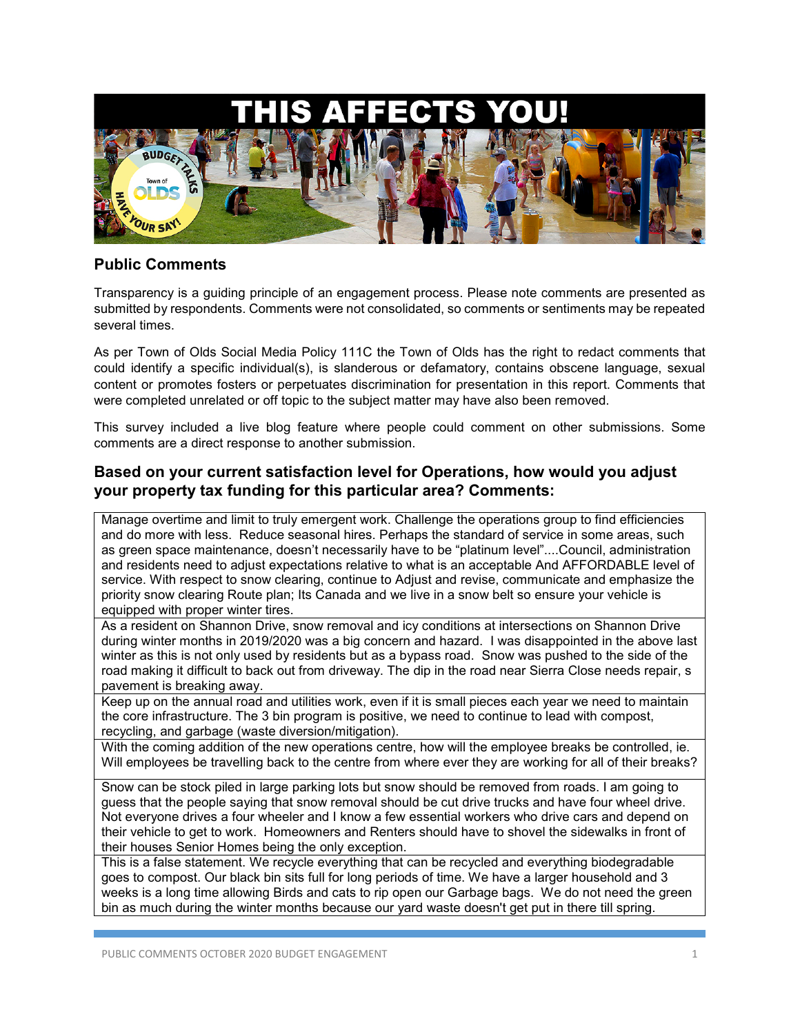# THIS AFFECTS YOU!

## Public Comments

Transparency is a guiding principle of an engagement process. Please note comments are presented as submitted by respondents. Comments were not consolidated, so comments or sentiments may be repeated several times.

As per Town of Olds Social Media Policy 111C the Town of Olds has the right to redact comments that could identify a specific individual(s), is slanderous or defamatory, contains obscene language, sexual content or promotes fosters or perpetuates discrimination for presentation in this report. Comments that were completed unrelated or off topic to the subject matter may have also been removed.

This survey included a live blog feature where people could comment on other submissions. Some comments are a direct response to another submission.

### Based on your current satisfaction level for Operations, how would you adjust your property tax funding for this particular area? Comments:

| |
|---|
| Manage overtime and limit to truly emergent work. Challenge the operations group to find efficiencies and do more with less. Reduce seasonal hires. Perhaps the standard of service in some areas, such as green space maintenance, doesn't necessarily have to be "platinum level"....Council, administration and residents need to adjust expectations relative to what is an acceptable And AFFORDABLE level of service. With respect to snow clearing, continue to Adjust and revise, communicate and emphasize the priority snow clearing Route plan; Its Canada and we live in a snow belt so ensure your vehicle is equipped with proper winter tires. |
| As a resident on Shannon Drive, snow removal and icy conditions at intersections on Shannon Drive during winter months in 2019/2020 was a big concern and hazard. I was disappointed in the above last winter as this is not only used by residents but as a bypass road. Snow was pushed to the side of the road making it difficult to back out from driveway. The dip in the road near Sierra Close needs repair, s pavement is breaking away. |
| Keep up on the annual road and utilities work, even if it is small pieces each year we need to maintain the core infrastructure. The 3 bin program is positive, we need to continue to lead with compost, recycling, and garbage (waste diversion/mitigation). |
| With the coming addition of the new operations centre, how will the employee breaks be controlled, ie. Will employees be travelling back to the centre from where ever they are working for all of their breaks? |
| Snow can be stock piled in large parking lots but snow should be removed from roads. I am going to guess that the people saying that snow removal should be cut drive trucks and have four wheel drive. Not everyone drives a four wheeler and I know a few essential workers who drive cars and depend on their vehicle to get to work. Homeowners and Renters should have to shovel the sidewalks in front of their houses Senior Homes being the only exception. |
| This is a false statement. We recycle everything that can be recycled and everything biodegradable goes to compost. Our black bin sits full for long periods of time. We have a larger household and 3 weeks is a long time allowing Birds and cats to rip open our Garbage bags. We do not need the green bin as much during the winter months because our yard waste doesn't get put in there till spring. |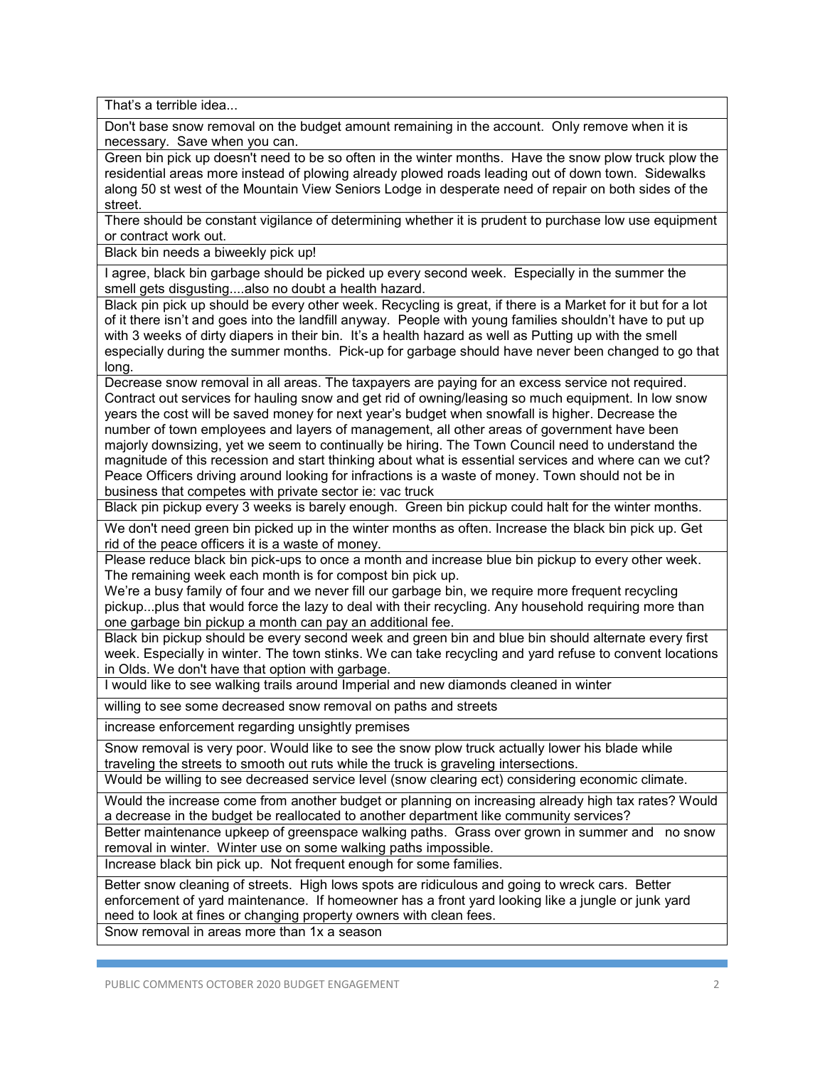| That's a terrible idea... |
|---|
| Don't base snow removal on the budget amount remaining in the account. Only remove when it is necessary. Save when you can. |
| Green bin pick up doesn't need to be so often in the winter months. Have the snow plow truck plow the residential areas more instead of plowing already plowed roads leading out of down town. Sidewalks along 50 st west of the Mountain View Seniors Lodge in desperate need of repair on both sides of the street. |
| There should be constant vigilance of determining whether it is prudent to purchase low use equipment or contract work out. |
| Black bin needs a biweekly pick up! |
| I agree, black bin garbage should be picked up every second week. Especially in the summer the smell gets disgusting....also no doubt a health hazard. |
| Black pin pick up should be every other week. Recycling is great, if there is a Market for it but for a lot of it there isn't and goes into the landfill anyway. People with young families shouldn't have to put up with 3 weeks of dirty diapers in their bin. It's a health hazard as well as Putting up with the smell especially during the summer months. Pick-up for garbage should have never been changed to go that long. |
| Decrease snow removal in all areas. The taxpayers are paying for an excess service not required. Contract out services for hauling snow and get rid of owning/leasing so much equipment. In low snow years the cost will be saved money for next year's budget when snowfall is higher. Decrease the number of town employees and layers of management, all other areas of government have been majorly downsizing, yet we seem to continually be hiring. The Town Council need to understand the magnitude of this recession and start thinking about what is essential services and where can we cut? Peace Officers driving around looking for infractions is a waste of money. Town should not be in business that competes with private sector ie: vac truck |
| Black pin pickup every 3 weeks is barely enough. Green bin pickup could halt for the winter months. |
| We don't need green bin picked up in the winter months as often. Increase the black bin pick up. Get rid of the peace officers it is a waste of money. |
| Please reduce black bin pick-ups to once a month and increase blue bin pickup to every other week. The remaining week each month is for compost bin pick up.<br>We're a busy family of four and we never fill our garbage bin, we require more frequent recycling pickup...plus that would force the lazy to deal with their recycling. Any household requiring more than one garbage bin pickup a month can pay an additional fee. |
| Black bin pickup should be every second week and green bin and blue bin should alternate every first week. Especially in winter. The town stinks. We can take recycling and yard refuse to convent locations in Olds. We don't have that option with garbage. |
| I would like to see walking trails around Imperial and new diamonds cleaned in winter |
| willing to see some decreased snow removal on paths and streets |
| increase enforcement regarding unsightly premises |
| Snow removal is very poor. Would like to see the snow plow truck actually lower his blade while traveling the streets to smooth out ruts while the truck is graveling intersections. |
| Would be willing to see decreased service level (snow clearing ect) considering economic climate. |
| Would the increase come from another budget or planning on increasing already high tax rates? Would a decrease in the budget be reallocated to another department like community services? |
| Better maintenance upkeep of greenspace walking paths. Grass over grown in summer and no snow removal in winter. Winter use on some walking paths impossible. |
| Increase black bin pick up. Not frequent enough for some families. |
| Better snow cleaning of streets. High lows spots are ridiculous and going to wreck cars. Better enforcement of yard maintenance. If homeowner has a front yard looking like a jungle or junk yard need to look at fines or changing property owners with clean fees. |
| Snow removal in areas more than 1x a season |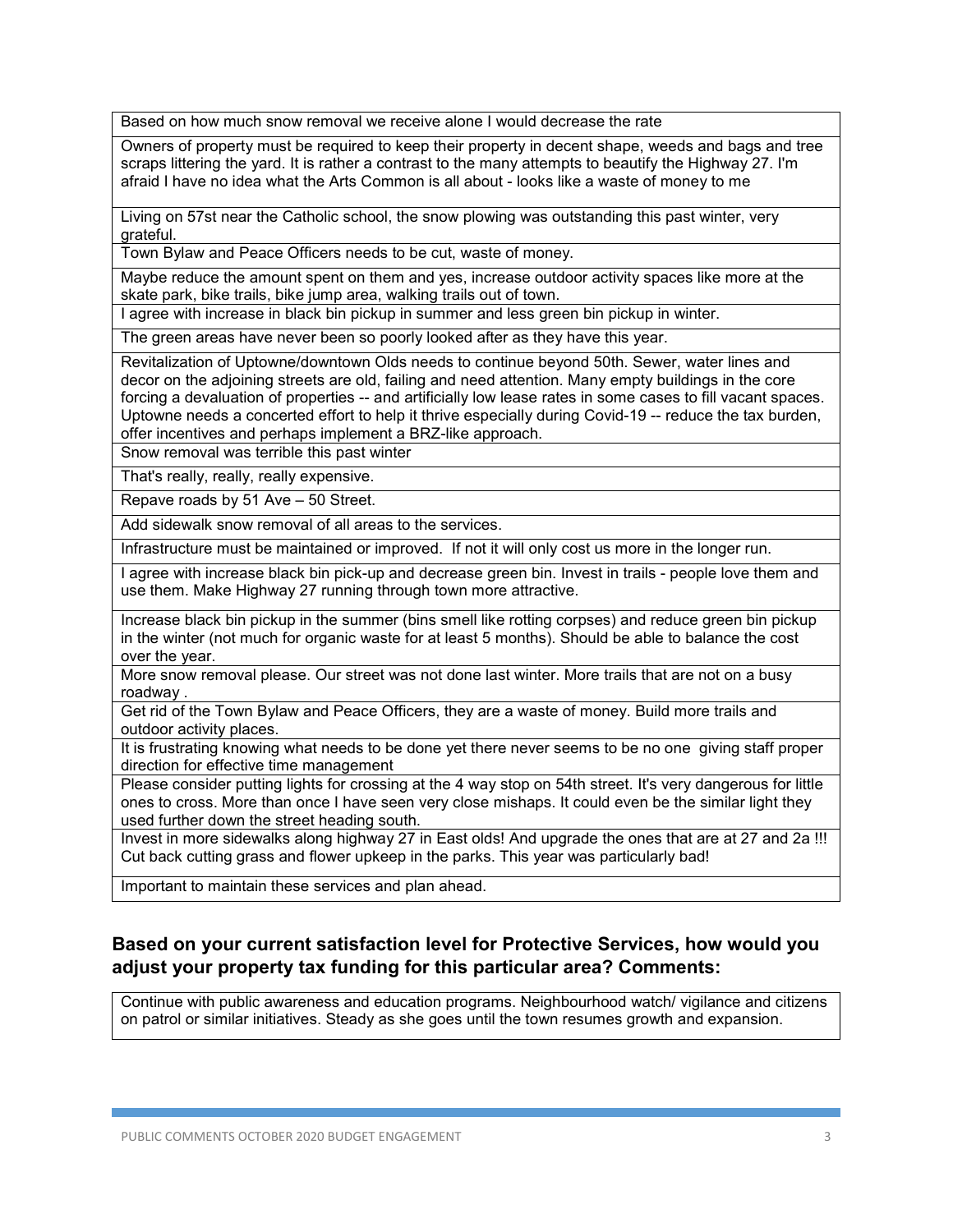| Based on how much snow removal we receive alone I would decrease the rate |
| --- |
| Owners of property must be required to keep their property in decent shape, weeds and bags and tree scraps littering the yard. It is rather a contrast to the many attempts to beautify the Highway 27. I'm afraid I have no idea what the Arts Common is all about - looks like a waste of money to me |
| Living on 57st near the Catholic school, the snow plowing was outstanding this past winter, very grateful. |
| Town Bylaw and Peace Officers needs to be cut, waste of money. |
| Maybe reduce the amount spent on them and yes, increase outdoor activity spaces like more at the skate park, bike trails, bike jump area, walking trails out of town. |
| I agree with increase in black bin pickup in summer and less green bin pickup in winter. |
| The green areas have never been so poorly looked after as they have this year. |
| Revitalization of Uptowne/downtown Olds needs to continue beyond 50th. Sewer, water lines and decor on the adjoining streets are old, failing and need attention. Many empty buildings in the core forcing a devaluation of properties -- and artificially low lease rates in some cases to fill vacant spaces. Uptowne needs a concerted effort to help it thrive especially during Covid-19 -- reduce the tax burden, offer incentives and perhaps implement a BRZ-like approach. |
| Snow removal was terrible this past winter |
| That's really, really, really expensive. |
| Repave roads by 51 Ave – 50 Street. |
| Add sidewalk snow removal of all areas to the services. |
| Infrastructure must be maintained or improved. If not it will only cost us more in the longer run. |
| I agree with increase black bin pick-up and decrease green bin. Invest in trails - people love them and use them. Make Highway 27 running through town more attractive. |
| Increase black bin pickup in the summer (bins smell like rotting corpses) and reduce green bin pickup in the winter (not much for organic waste for at least 5 months). Should be able to balance the cost over the year. |
| More snow removal please. Our street was not done last winter. More trails that are not on a busy roadway . |
| Get rid of the Town Bylaw and Peace Officers, they are a waste of money. Build more trails and outdoor activity places. |
| It is frustrating knowing what needs to be done yet there never seems to be no one giving staff proper direction for effective time management |
| Please consider putting lights for crossing at the 4 way stop on 54th street. It's very dangerous for little ones to cross. More than once I have seen very close mishaps. It could even be the similar light they used further down the street heading south. |
| Invest in more sidewalks along highway 27 in East olds! And upgrade the ones that are at 27 and 2a !!! Cut back cutting grass and flower upkeep in the parks. This year was particularly bad! |
| Important to maintain these services and plan ahead. |

## Based on your current satisfaction level for Protective Services, how would you adjust your property tax funding for this particular area? Comments:

| Continue with public awareness and education programs. Neighbourhood watch/ vigilance and citizens on patrol or similar initiatives. Steady as she goes until the town resumes growth and expansion. |
| --- |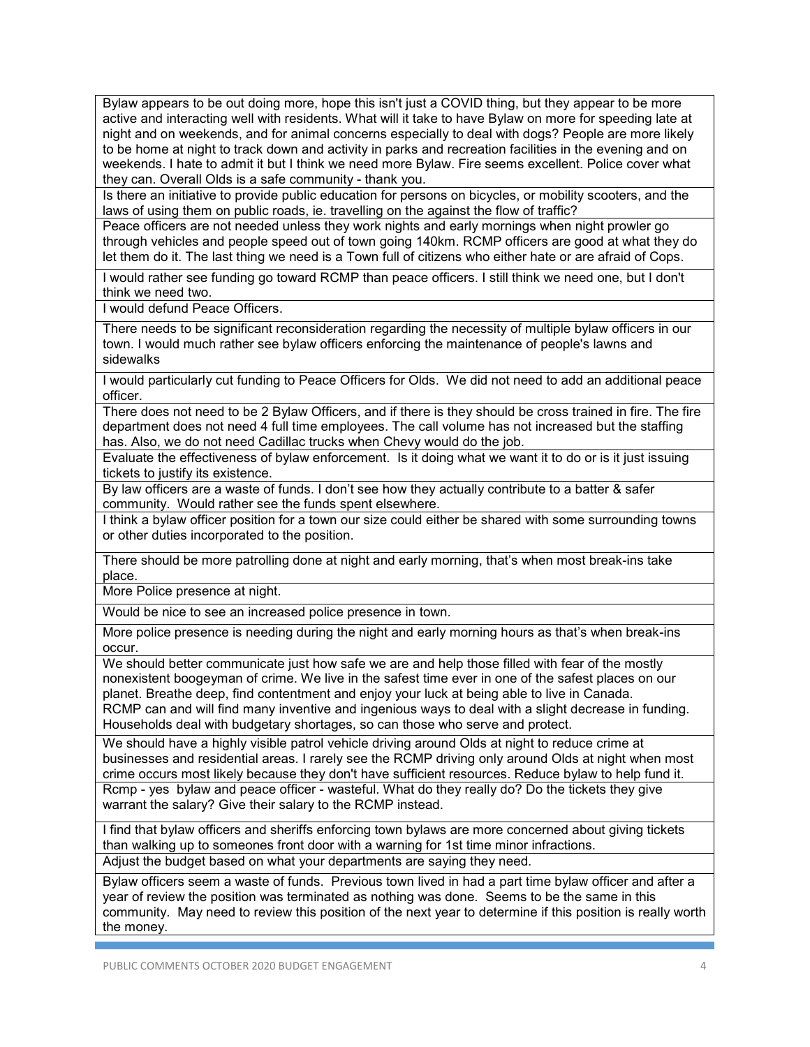| |
|---|
| Bylaw appears to be out doing more, hope this isn't just a COVID thing, but they appear to be more active and interacting well with residents. What will it take to have Bylaw on more for speeding late at night and on weekends, and for animal concerns especially to deal with dogs? People are more likely to be home at night to track down and activity in parks and recreation facilities in the evening and on weekends. I hate to admit it but I think we need more Bylaw. Fire seems excellent. Police cover what they can. Overall Olds is a safe community - thank you. |
| Is there an initiative to provide public education for persons on bicycles, or mobility scooters, and the laws of using them on public roads, ie. travelling on the against the flow of traffic? |
| Peace officers are not needed unless they work nights and early mornings when night prowler go through vehicles and people speed out of town going 140km. RCMP officers are good at what they do let them do it. The last thing we need is a Town full of citizens who either hate or are afraid of Cops. |
| I would rather see funding go toward RCMP than peace officers. I still think we need one, but I don't think we need two. |
| I would defund Peace Officers. |
| There needs to be significant reconsideration regarding the necessity of multiple bylaw officers in our town. I would much rather see bylaw officers enforcing the maintenance of people's lawns and sidewalks |
| I would particularly cut funding to Peace Officers for Olds. We did not need to add an additional peace officer. |
| There does not need to be 2 Bylaw Officers, and if there is they should be cross trained in fire. The fire department does not need 4 full time employees. The call volume has not increased but the staffing has. Also, we do not need Cadillac trucks when Chevy would do the job. |
| Evaluate the effectiveness of bylaw enforcement. Is it doing what we want it to do or is it just issuing tickets to justify its existence. |
| By law officers are a waste of funds. I don't see how they actually contribute to a batter & safer community. Would rather see the funds spent elsewhere. |
| I think a bylaw officer position for a town our size could either be shared with some surrounding towns or other duties incorporated to the position. |
| There should be more patrolling done at night and early morning, that's when most break-ins take place. |
| More Police presence at night. |
| Would be nice to see an increased police presence in town. |
| More police presence is needing during the night and early morning hours as that's when break-ins occur. |
| We should better communicate just how safe we are and help those filled with fear of the mostly nonexistent boogeyman of crime. We live in the safest time ever in one of the safest places on our planet. Breathe deep, find contentment and enjoy your luck at being able to live in Canada. RCMP can and will find many inventive and ingenious ways to deal with a slight decrease in funding. Households deal with budgetary shortages, so can those who serve and protect. |
| We should have a highly visible patrol vehicle driving around Olds at night to reduce crime at businesses and residential areas. I rarely see the RCMP driving only around Olds at night when most crime occurs most likely because they don't have sufficient resources. Reduce bylaw to help fund it. |
| Rcmp - yes bylaw and peace officer - wasteful. What do they really do? Do the tickets they give warrant the salary? Give their salary to the RCMP instead. |
| I find that bylaw officers and sheriffs enforcing town bylaws are more concerned about giving tickets than walking up to someones front door with a warning for 1st time minor infractions. |
| Adjust the budget based on what your departments are saying they need. |
| Bylaw officers seem a waste of funds. Previous town lived in had a part time bylaw officer and after a year of review the position was terminated as nothing was done. Seems to be the same in this community. May need to review this position of the next year to determine if this position is really worth the money. |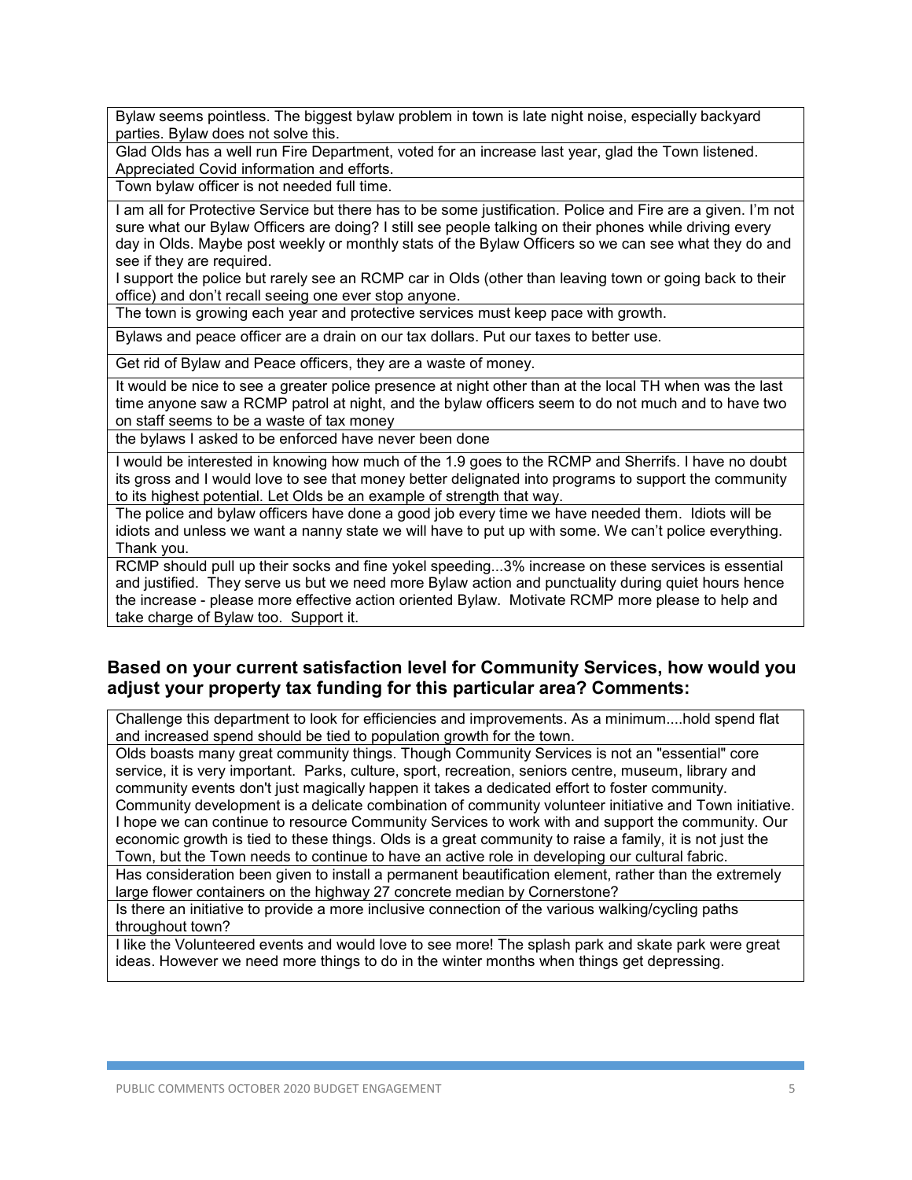| |
|---|
| Bylaw seems pointless. The biggest bylaw problem in town is late night noise, especially backyard parties. Bylaw does not solve this. |
| Glad Olds has a well run Fire Department, voted for an increase last year, glad the Town listened. Appreciated Covid information and efforts. |
| Town bylaw officer is not needed full time. |
| I am all for Protective Service but there has to be some justification. Police and Fire are a given. I'm not sure what our Bylaw Officers are doing? I still see people talking on their phones while driving every day in Olds. Maybe post weekly or monthly stats of the Bylaw Officers so we can see what they do and see if they are required.<br>I support the police but rarely see an RCMP car in Olds (other than leaving town or going back to their office) and don't recall seeing one ever stop anyone. |
| The town is growing each year and protective services must keep pace with growth. |
| Bylaws and peace officer are a drain on our tax dollars. Put our taxes to better use. |
| Get rid of Bylaw and Peace officers, they are a waste of money. |
| It would be nice to see a greater police presence at night other than at the local TH when was the last time anyone saw a RCMP patrol at night, and the bylaw officers seem to do not much and to have two on staff seems to be a waste of tax money |
| the bylaws I asked to be enforced have never been done |
| I would be interested in knowing how much of the 1.9 goes to the RCMP and Sherrifs. I have no doubt its gross and I would love to see that money better delignated into programs to support the community to its highest potential. Let Olds be an example of strength that way. |
| The police and bylaw officers have done a good job every time we have needed them. Idiots will be idiots and unless we want a nanny state we will have to put up with some. We can't police everything. Thank you. |
| RCMP should pull up their socks and fine yokel speeding...3% increase on these services is essential and justified. They serve us but we need more Bylaw action and punctuality during quiet hours hence the increase - please more effective action oriented Bylaw. Motivate RCMP more please to help and take charge of Bylaw too. Support it. |

## Based on your current satisfaction level for Community Services, how would you adjust your property tax funding for this particular area? Comments:

| |
|---|
| Challenge this department to look for efficiencies and improvements. As a minimum....hold spend flat and increased spend should be tied to population growth for the town. |
| Olds boasts many great community things. Though Community Services is not an "essential" core service, it is very important. Parks, culture, sport, recreation, seniors centre, museum, library and community events don't just magically happen it takes a dedicated effort to foster community. Community development is a delicate combination of community volunteer initiative and Town initiative. I hope we can continue to resource Community Services to work with and support the community. Our economic growth is tied to these things. Olds is a great community to raise a family, it is not just the Town, but the Town needs to continue to have an active role in developing our cultural fabric. |
| Has consideration been given to install a permanent beautification element, rather than the extremely large flower containers on the highway 27 concrete median by Cornerstone? |
| Is there an initiative to provide a more inclusive connection of the various walking/cycling paths throughout town? |
| I like the Volunteered events and would love to see more! The splash park and skate park were great ideas. However we need more things to do in the winter months when things get depressing. |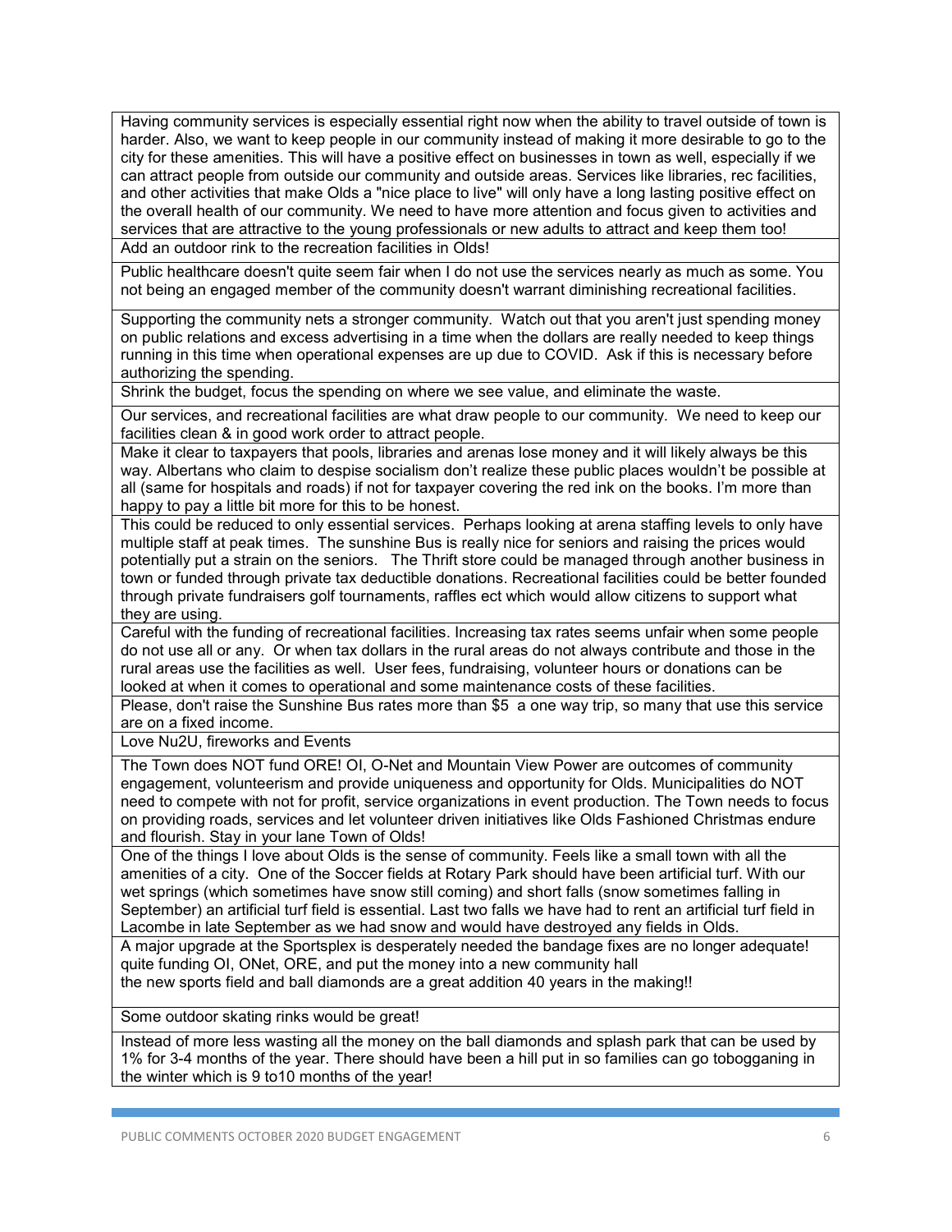| |
|---|
| Having community services is especially essential right now when the ability to travel outside of town is harder. Also, we want to keep people in our community instead of making it more desirable to go to the city for these amenities. This will have a positive effect on businesses in town as well, especially if we can attract people from outside our community and outside areas. Services like libraries, rec facilities, and other activities that make Olds a "nice place to live" will only have a long lasting positive effect on the overall health of our community. We need to have more attention and focus given to activities and services that are attractive to the young professionals or new adults to attract and keep them too! |
| Add an outdoor rink to the recreation facilities in Olds! |
| Public healthcare doesn't quite seem fair when I do not use the services nearly as much as some. You not being an engaged member of the community doesn't warrant diminishing recreational facilities. |
| Supporting the community nets a stronger community. Watch out that you aren't just spending money on public relations and excess advertising in a time when the dollars are really needed to keep things running in this time when operational expenses are up due to COVID. Ask if this is necessary before authorizing the spending. |
| Shrink the budget, focus the spending on where we see value, and eliminate the waste. |
| Our services, and recreational facilities are what draw people to our community. We need to keep our facilities clean & in good work order to attract people. |
| Make it clear to taxpayers that pools, libraries and arenas lose money and it will likely always be this way. Albertans who claim to despise socialism don't realize these public places wouldn't be possible at all (same for hospitals and roads) if not for taxpayer covering the red ink on the books. I'm more than happy to pay a little bit more for this to be honest. |
| This could be reduced to only essential services. Perhaps looking at arena staffing levels to only have multiple staff at peak times. The sunshine Bus is really nice for seniors and raising the prices would potentially put a strain on the seniors. The Thrift store could be managed through another business in town or funded through private tax deductible donations. Recreational facilities could be better founded through private fundraisers golf tournaments, raffles ect which would allow citizens to support what they are using. |
| Careful with the funding of recreational facilities. Increasing tax rates seems unfair when some people do not use all or any. Or when tax dollars in the rural areas do not always contribute and those in the rural areas use the facilities as well. User fees, fundraising, volunteer hours or donations can be looked at when it comes to operational and some maintenance costs of these facilities. |
| Please, don't raise the Sunshine Bus rates more than $5 a one way trip, so many that use this service are on a fixed income. |
| Love Nu2U, fireworks and Events |
| The Town does NOT fund ORE! OI, O-Net and Mountain View Power are outcomes of community engagement, volunteerism and provide uniqueness and opportunity for Olds. Municipalities do NOT need to compete with not for profit, service organizations in event production. The Town needs to focus on providing roads, services and let volunteer driven initiatives like Olds Fashioned Christmas endure and flourish. Stay in your lane Town of Olds! |
| One of the things I love about Olds is the sense of community. Feels like a small town with all the amenities of a city. One of the Soccer fields at Rotary Park should have been artificial turf. With our wet springs (which sometimes have snow still coming) and short falls (snow sometimes falling in September) an artificial turf field is essential. Last two falls we have had to rent an artificial turf field in Lacombe in late September as we had snow and would have destroyed any fields in Olds. |
| A major upgrade at the Sportsplex is desperately needed the bandage fixes are no longer adequate! quite funding OI, ONet, ORE, and put the money into a new community hall the new sports field and ball diamonds are a great addition 40 years in the making!! |
| Some outdoor skating rinks would be great! |
| Instead of more less wasting all the money on the ball diamonds and splash park that can be used by 1% for 3-4 months of the year. There should have been a hill put in so families can go tobogganing in the winter which is 9 to10 months of the year! |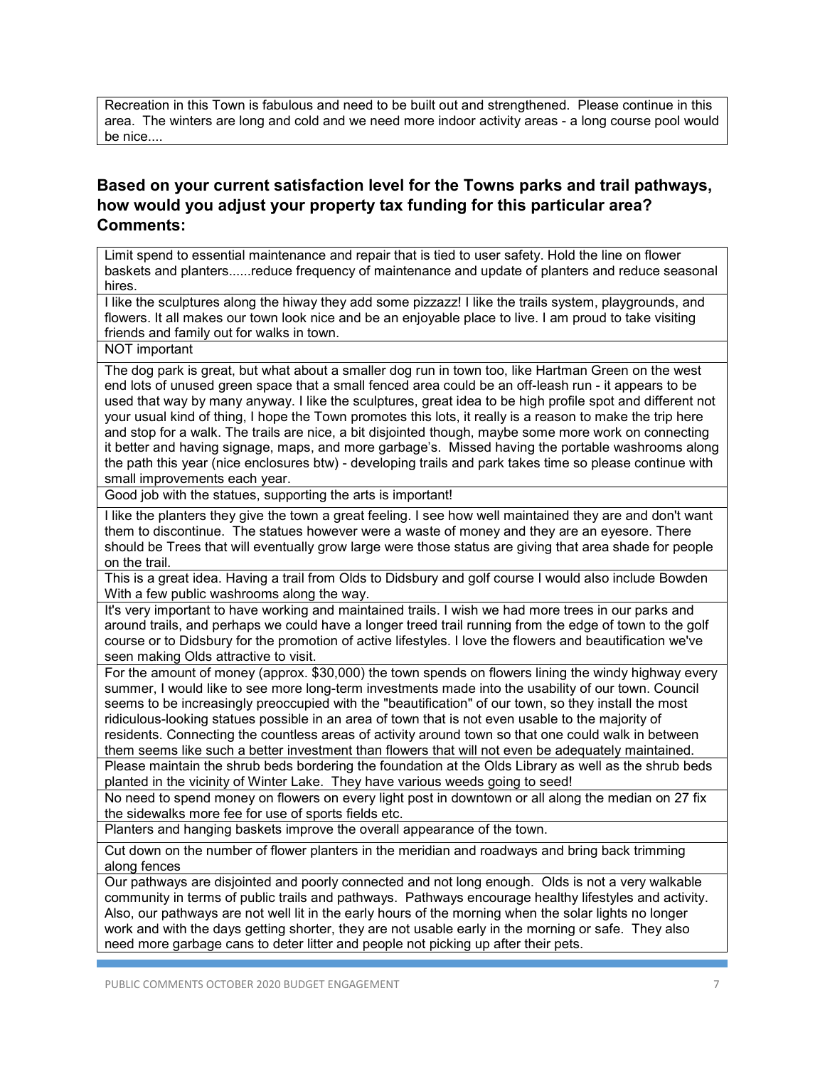| Recreation in this Town is fabulous and need to be built out and strengthened. Please continue in this area. The winters are long and cold and we need more indoor activity areas - a long course pool would be nice.... |
| --- |

### Based on your current satisfaction level for the Towns parks and trail pathways, how would you adjust your property tax funding for this particular area? Comments:

| Comments |
| --- |
| Limit spend to essential maintenance and repair that is tied to user safety. Hold the line on flower baskets and planters......reduce frequency of maintenance and update of planters and reduce seasonal hires. |
| I like the sculptures along the hiway they add some pizzazz! I like the trails system, playgrounds, and flowers. It all makes our town look nice and be an enjoyable place to live. I am proud to take visiting friends and family out for walks in town. |
| NOT important |
| The dog park is great, but what about a smaller dog run in town too, like Hartman Green on the west end lots of unused green space that a small fenced area could be an off-leash run - it appears to be used that way by many anyway. I like the sculptures, great idea to be high profile spot and different not your usual kind of thing, I hope the Town promotes this lots, it really is a reason to make the trip here and stop for a walk. The trails are nice, a bit disjointed though, maybe some more work on connecting it better and having signage, maps, and more garbage's. Missed having the portable washrooms along the path this year (nice enclosures btw) - developing trails and park takes time so please continue with small improvements each year. |
| Good job with the statues, supporting the arts is important! |
| I like the planters they give the town a great feeling. I see how well maintained they are and don't want them to discontinue. The statues however were a waste of money and they are an eyesore. There should be Trees that will eventually grow large were those status are giving that area shade for people on the trail. |
| This is a great idea. Having a trail from Olds to Didsbury and golf course I would also include Bowden With a few public washrooms along the way. |
| It's very important to have working and maintained trails. I wish we had more trees in our parks and around trails, and perhaps we could have a longer treed trail running from the edge of town to the golf course or to Didsbury for the promotion of active lifestyles. I love the flowers and beautification we've seen making Olds attractive to visit. |
| For the amount of money (approx. $30,000) the town spends on flowers lining the windy highway every summer, I would like to see more long-term investments made into the usability of our town. Council seems to be increasingly preoccupied with the "beautification" of our town, so they install the most ridiculous-looking statues possible in an area of town that is not even usable to the majority of residents. Connecting the countless areas of activity around town so that one could walk in between them seems like such a better investment than flowers that will not even be adequately maintained. |
| Please maintain the shrub beds bordering the foundation at the Olds Library as well as the shrub beds planted in the vicinity of Winter Lake. They have various weeds going to seed! |
| No need to spend money on flowers on every light post in downtown or all along the median on 27 fix the sidewalks more fee for use of sports fields etc. |
| Planters and hanging baskets improve the overall appearance of the town. |
| Cut down on the number of flower planters in the meridian and roadways and bring back trimming along fences |
| Our pathways are disjointed and poorly connected and not long enough. Olds is not a very walkable community in terms of public trails and pathways. Pathways encourage healthy lifestyles and activity. Also, our pathways are not well lit in the early hours of the morning when the solar lights no longer work and with the days getting shorter, they are not usable early in the morning or safe. They also need more garbage cans to deter litter and people not picking up after their pets. |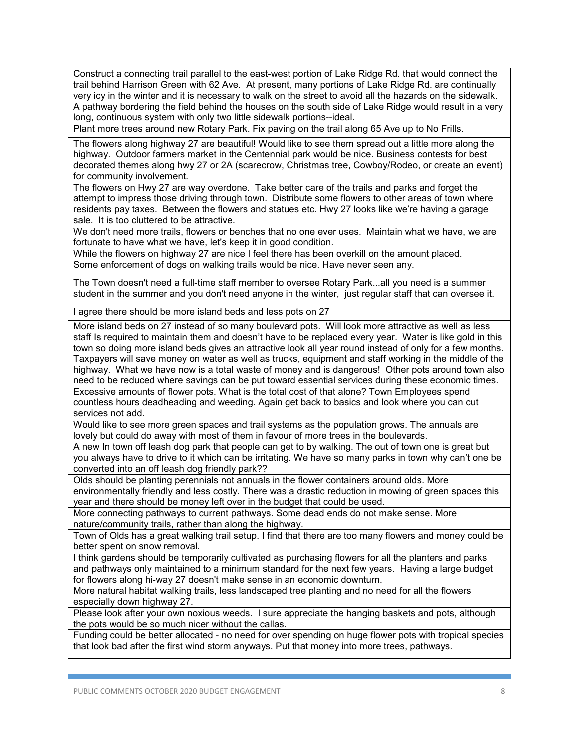| |
|---|
| Construct a connecting trail parallel to the east-west portion of Lake Ridge Rd. that would connect the trail behind Harrison Green with 62 Ave. At present, many portions of Lake Ridge Rd. are continually very icy in the winter and it is necessary to walk on the street to avoid all the hazards on the sidewalk. A pathway bordering the field behind the houses on the south side of Lake Ridge would result in a very long, continuous system with only two little sidewalk portions--ideal. |
| Plant more trees around new Rotary Park. Fix paving on the trail along 65 Ave up to No Frills. |
| The flowers along highway 27 are beautiful! Would like to see them spread out a little more along the highway. Outdoor farmers market in the Centennial park would be nice. Business contests for best decorated themes along hwy 27 or 2A (scarecrow, Christmas tree, Cowboy/Rodeo, or create an event) for community involvement. |
| The flowers on Hwy 27 are way overdone. Take better care of the trails and parks and forget the attempt to impress those driving through town. Distribute some flowers to other areas of town where residents pay taxes. Between the flowers and statues etc. Hwy 27 looks like we're having a garage sale. It is too cluttered to be attractive. |
| We don't need more trails, flowers or benches that no one ever uses. Maintain what we have, we are fortunate to have what we have, let's keep it in good condition. |
| While the flowers on highway 27 are nice I feel there has been overkill on the amount placed. Some enforcement of dogs on walking trails would be nice. Have never seen any. |
| The Town doesn't need a full-time staff member to oversee Rotary Park...all you need is a summer student in the summer and you don't need anyone in the winter, just regular staff that can oversee it. |
| I agree there should be more island beds and less pots on 27 |
| More island beds on 27 instead of so many boulevard pots. Will look more attractive as well as less staff Is required to maintain them and doesn't have to be replaced every year. Water is like gold in this town so doing more island beds gives an attractive look all year round instead of only for a few months. Taxpayers will save money on water as well as trucks, equipment and staff working in the middle of the highway. What we have now is a total waste of money and is dangerous! Other pots around town also need to be reduced where savings can be put toward essential services during these economic times. |
| Excessive amounts of flower pots. What is the total cost of that alone? Town Employees spend countless hours deadheading and weeding. Again get back to basics and look where you can cut services not add. |
| Would like to see more green spaces and trail systems as the population grows. The annuals are lovely but could do away with most of them in favour of more trees in the boulevards. |
| A new In town off leash dog park that people can get to by walking. The out of town one is great but you always have to drive to it which can be irritating. We have so many parks in town why can't one be converted into an off leash dog friendly park?? |
| Olds should be planting perennials not annuals in the flower containers around olds. More environmentally friendly and less costly. There was a drastic reduction in mowing of green spaces this year and there should be money left over in the budget that could be used. |
| More connecting pathways to current pathways. Some dead ends do not make sense. More nature/community trails, rather than along the highway. |
| Town of Olds has a great walking trail setup. I find that there are too many flowers and money could be better spent on snow removal. |
| I think gardens should be temporarily cultivated as purchasing flowers for all the planters and parks and pathways only maintained to a minimum standard for the next few years. Having a large budget for flowers along hi-way 27 doesn't make sense in an economic downturn. |
| More natural habitat walking trails, less landscaped tree planting and no need for all the flowers especially down highway 27. |
| Please look after your own noxious weeds. I sure appreciate the hanging baskets and pots, although the pots would be so much nicer without the callas. |
| Funding could be better allocated - no need for over spending on huge flower pots with tropical species that look bad after the first wind storm anyways. Put that money into more trees, pathways. |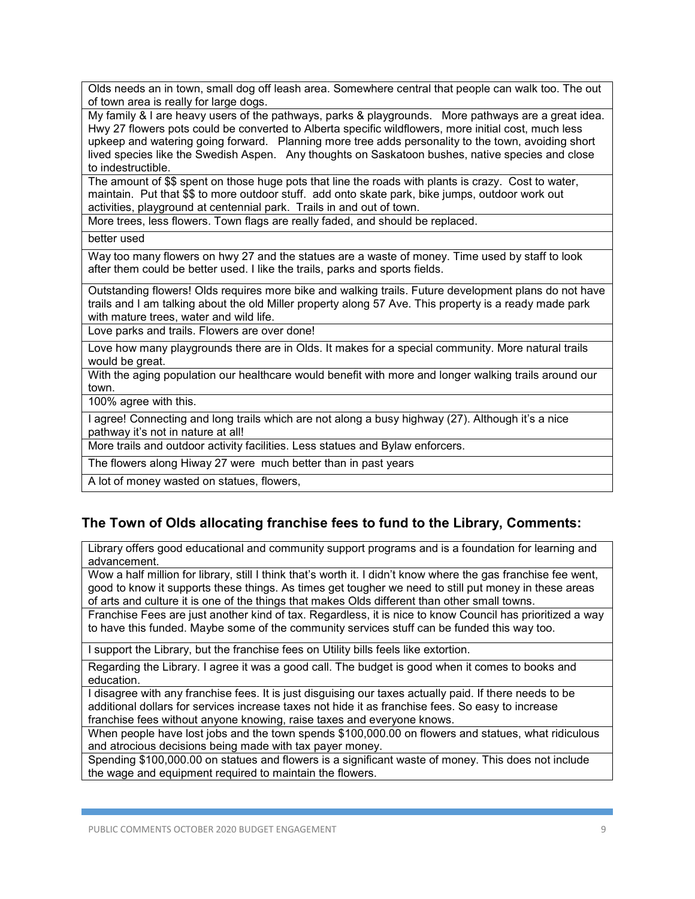| |
|---|
| Olds needs an in town, small dog off leash area. Somewhere central that people can walk too. The out of town area is really for large dogs. |
| My family & I are heavy users of the pathways, parks & playgrounds. More pathways are a great idea. Hwy 27 flowers pots could be converted to Alberta specific wildflowers, more initial cost, much less upkeep and watering going forward. Planning more tree adds personality to the town, avoiding short lived species like the Swedish Aspen. Any thoughts on Saskatoon bushes, native species and close to indestructible. |
| The amount of $$ spent on those huge pots that line the roads with plants is crazy. Cost to water, maintain. Put that $$ to more outdoor stuff. add onto skate park, bike jumps, outdoor work out activities, playground at centennial park. Trails in and out of town. |
| More trees, less flowers. Town flags are really faded, and should be replaced. |
| better used |
| Way too many flowers on hwy 27 and the statues are a waste of money. Time used by staff to look after them could be better used. I like the trails, parks and sports fields. |
| Outstanding flowers! Olds requires more bike and walking trails. Future development plans do not have trails and I am talking about the old Miller property along 57 Ave. This property is a ready made park with mature trees, water and wild life. |
| Love parks and trails. Flowers are over done! |
| Love how many playgrounds there are in Olds. It makes for a special community. More natural trails would be great. |
| With the aging population our healthcare would benefit with more and longer walking trails around our town. |
| 100% agree with this. |
| I agree! Connecting and long trails which are not along a busy highway (27). Although it's a nice pathway it's not in nature at all! |
| More trails and outdoor activity facilities. Less statues and Bylaw enforcers. |
| The flowers along Hiway 27 were much better than in past years |
| A lot of money wasted on statues, flowers, |

## The Town of Olds allocating franchise fees to fund to the Library, Comments:

| |
|---|
| Library offers good educational and community support programs and is a foundation for learning and advancement. |
| Wow a half million for library, still I think that's worth it. I didn't know where the gas franchise fee went, good to know it supports these things. As times get tougher we need to still put money in these areas of arts and culture it is one of the things that makes Olds different than other small towns. |
| Franchise Fees are just another kind of tax. Regardless, it is nice to know Council has prioritized a way to have this funded. Maybe some of the community services stuff can be funded this way too. |
| I support the Library, but the franchise fees on Utility bills feels like extortion. |
| Regarding the Library. I agree it was a good call. The budget is good when it comes to books and education. |
| I disagree with any franchise fees. It is just disguising our taxes actually paid. If there needs to be additional dollars for services increase taxes not hide it as franchise fees. So easy to increase franchise fees without anyone knowing, raise taxes and everyone knows. |
| When people have lost jobs and the town spends $100,000.00 on flowers and statues, what ridiculous and atrocious decisions being made with tax payer money. |
| Spending $100,000.00 on statues and flowers is a significant waste of money. This does not include the wage and equipment required to maintain the flowers. |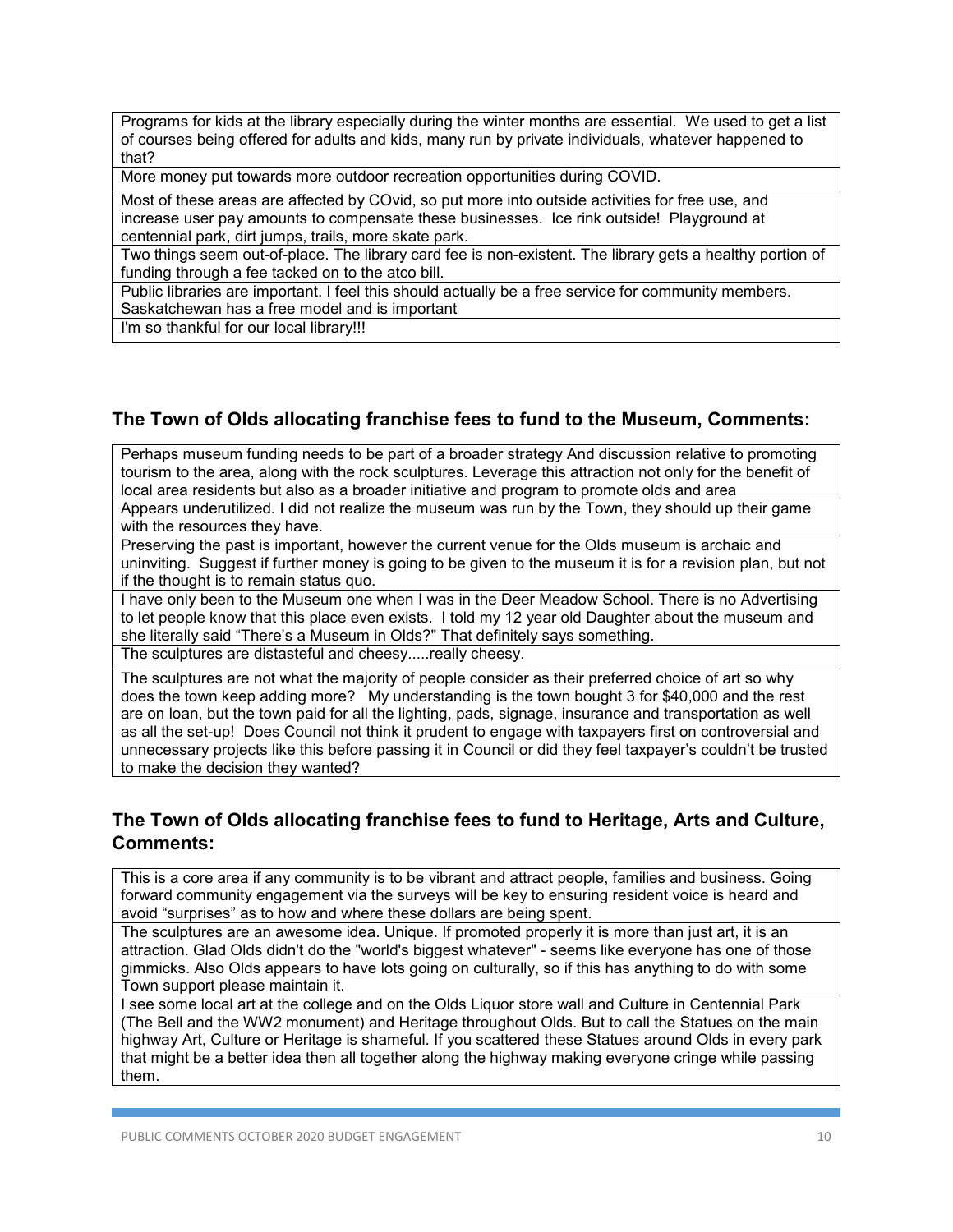| Programs for kids at the library especially during the winter months are essential. We used to get a list of courses being offered for adults and kids, many run by private individuals, whatever happened to that? |
|---|
| More money put towards more outdoor recreation opportunities during COVID. |
| Most of these areas are affected by COvid, so put more into outside activities for free use, and increase user pay amounts to compensate these businesses. Ice rink outside! Playground at centennial park, dirt jumps, trails, more skate park. |
| Two things seem out-of-place. The library card fee is non-existent. The library gets a healthy portion of funding through a fee tacked on to the atco bill. |
| Public libraries are important. I feel this should actually be a free service for community members. Saskatchewan has a free model and is important |
| I'm so thankful for our local library!!! |

## The Town of Olds allocating franchise fees to fund to the Museum, Comments:

| Perhaps museum funding needs to be part of a broader strategy And discussion relative to promoting tourism to the area, along with the rock sculptures. Leverage this attraction not only for the benefit of local area residents but also as a broader initiative and program to promote olds and area |
|---|
| Appears underutilized. I did not realize the museum was run by the Town, they should up their game with the resources they have. |
| Preserving the past is important, however the current venue for the Olds museum is archaic and uninviting. Suggest if further money is going to be given to the museum it is for a revision plan, but not if the thought is to remain status quo. |
| I have only been to the Museum one when I was in the Deer Meadow School. There is no Advertising to let people know that this place even exists. I told my 12 year old Daughter about the museum and she literally said "There's a Museum in Olds?" That definitely says something. |
| The sculptures are distasteful and cheesy.....really cheesy. |
| The sculptures are not what the majority of people consider as their preferred choice of art so why does the town keep adding more? My understanding is the town bought 3 for $40,000 and the rest are on loan, but the town paid for all the lighting, pads, signage, insurance and transportation as well as all the set-up! Does Council not think it prudent to engage with taxpayers first on controversial and unnecessary projects like this before passing it in Council or did they feel taxpayer's couldn't be trusted to make the decision they wanted? |

## The Town of Olds allocating franchise fees to fund to Heritage, Arts and Culture, Comments:

| This is a core area if any community is to be vibrant and attract people, families and business. Going forward community engagement via the surveys will be key to ensuring resident voice is heard and avoid "surprises" as to how and where these dollars are being spent. |
|---|
| The sculptures are an awesome idea. Unique. If promoted properly it is more than just art, it is an attraction. Glad Olds didn't do the "world's biggest whatever" - seems like everyone has one of those gimmicks. Also Olds appears to have lots going on culturally, so if this has anything to do with some Town support please maintain it. |
| I see some local art at the college and on the Olds Liquor store wall and Culture in Centennial Park (The Bell and the WW2 monument) and Heritage throughout Olds. But to call the Statues on the main highway Art, Culture or Heritage is shameful. If you scattered these Statues around Olds in every park that might be a better idea then all together along the highway making everyone cringe while passing them. |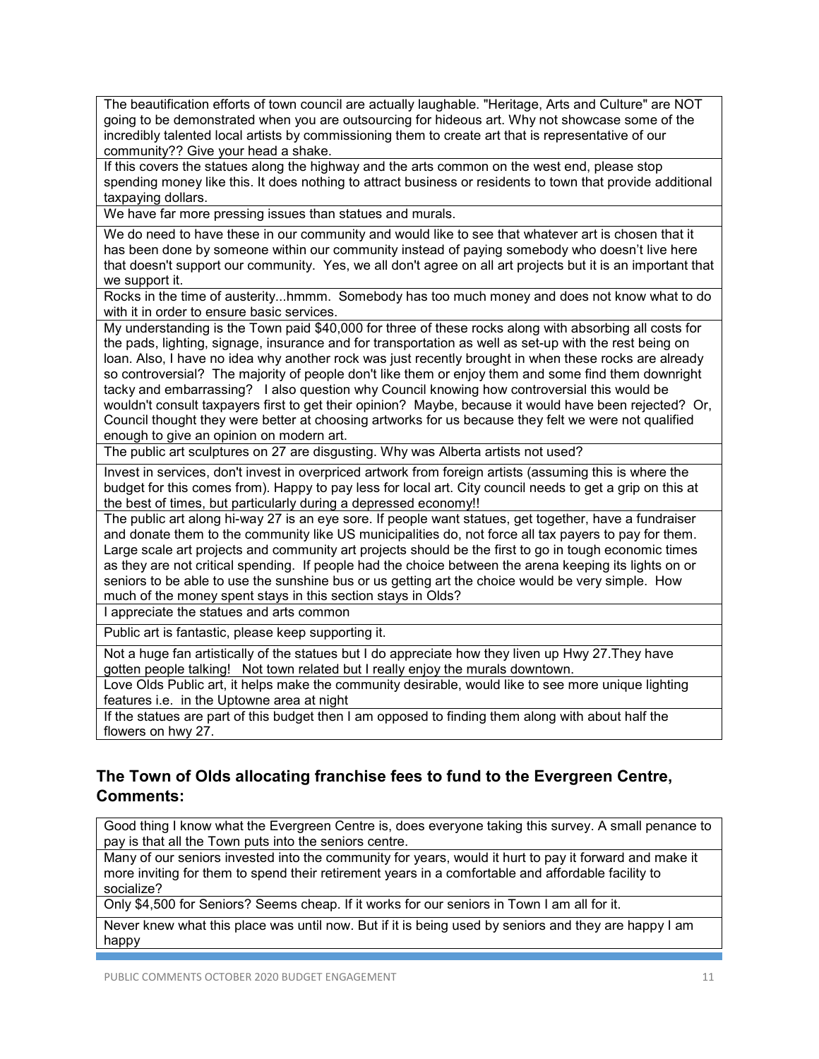| The beautification efforts of town council are actually laughable. "Heritage, Arts and Culture" are NOT going to be demonstrated when you are outsourcing for hideous art. Why not showcase some of the incredibly talented local artists by commissioning them to create art that is representative of our community?? Give your head a shake. |
|---|
| If this covers the statues along the highway and the arts common on the west end, please stop spending money like this. It does nothing to attract business or residents to town that provide additional taxpaying dollars. |
| We have far more pressing issues than statues and murals. |
| We do need to have these in our community and would like to see that whatever art is chosen that it has been done by someone within our community instead of paying somebody who doesn't live here that doesn't support our community. Yes, we all don't agree on all art projects but it is an important that we support it. |
| Rocks in the time of austerity...hmmm. Somebody has too much money and does not know what to do with it in order to ensure basic services. |
| My understanding is the Town paid $40,000 for three of these rocks along with absorbing all costs for the pads, lighting, signage, insurance and for transportation as well as set-up with the rest being on loan. Also, I have no idea why another rock was just recently brought in when these rocks are already so controversial? The majority of people don't like them or enjoy them and some find them downright tacky and embarrassing? I also question why Council knowing how controversial this would be wouldn't consult taxpayers first to get their opinion? Maybe, because it would have been rejected? Or, Council thought they were better at choosing artworks for us because they felt we were not qualified enough to give an opinion on modern art. |
| The public art sculptures on 27 are disgusting. Why was Alberta artists not used? |
| Invest in services, don't invest in overpriced artwork from foreign artists (assuming this is where the budget for this comes from). Happy to pay less for local art. City council needs to get a grip on this at the best of times, but particularly during a depressed economy!! |
| The public art along hi-way 27 is an eye sore. If people want statues, get together, have a fundraiser and donate them to the community like US municipalities do, not force all tax payers to pay for them. Large scale art projects and community art projects should be the first to go in tough economic times as they are not critical spending. If people had the choice between the arena keeping its lights on or seniors to be able to use the sunshine bus or us getting art the choice would be very simple. How much of the money spent stays in this section stays in Olds? |
| I appreciate the statues and arts common |
| Public art is fantastic, please keep supporting it. |
| Not a huge fan artistically of the statues but I do appreciate how they liven up Hwy 27.They have gotten people talking! Not town related but I really enjoy the murals downtown. |
| Love Olds Public art, it helps make the community desirable, would like to see more unique lighting features i.e. in the Uptowne area at night |
| If the statues are part of this budget then I am opposed to finding them along with about half the flowers on hwy 27. |

## The Town of Olds allocating franchise fees to fund to the Evergreen Centre, Comments:

| Good thing I know what the Evergreen Centre is, does everyone taking this survey. A small penance to pay is that all the Town puts into the seniors centre. |
|---|
| Many of our seniors invested into the community for years, would it hurt to pay it forward and make it more inviting for them to spend their retirement years in a comfortable and affordable facility to socialize? |
| Only $4,500 for Seniors? Seems cheap. If it works for our seniors in Town I am all for it. |
| Never knew what this place was until now. But if it is being used by seniors and they are happy I am happy |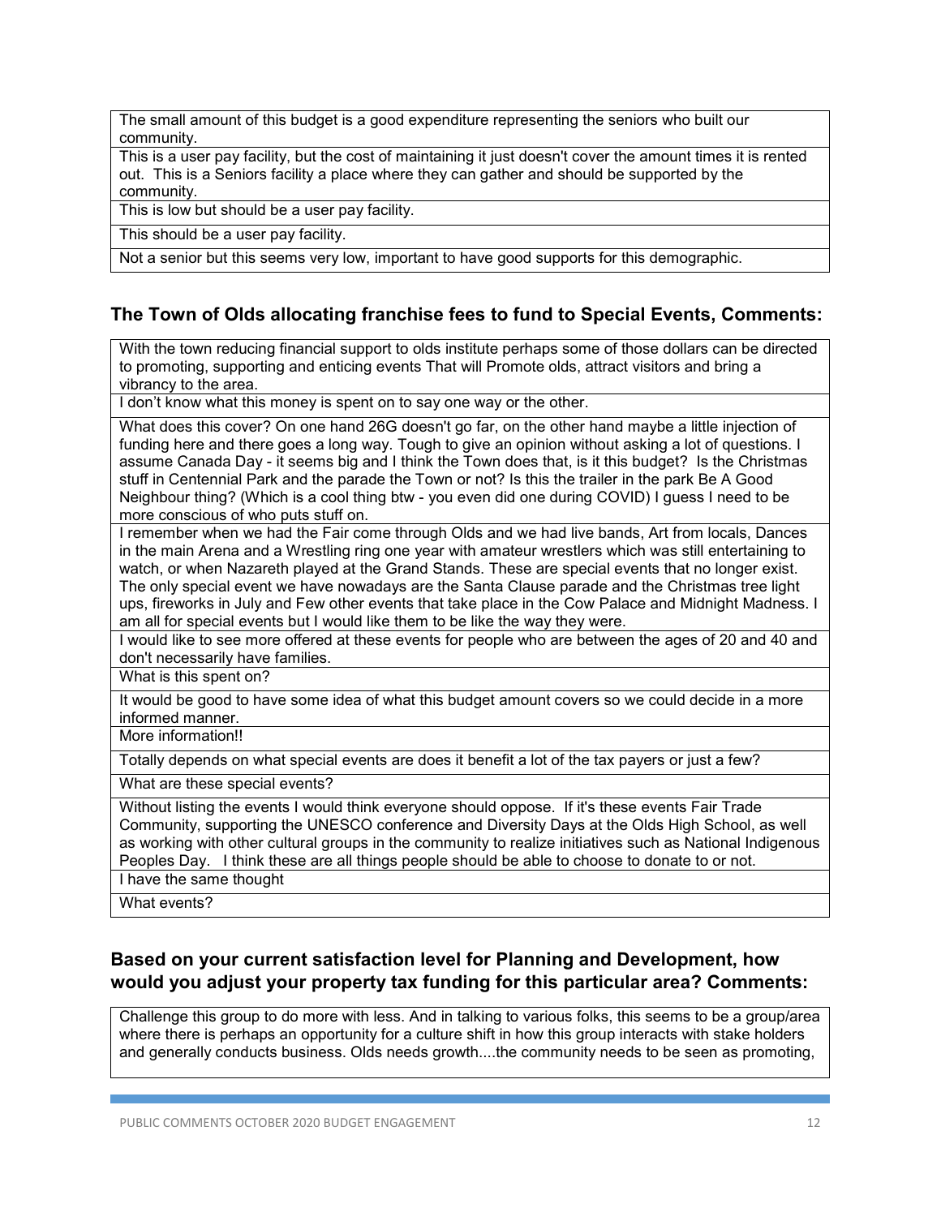| |
|---|
| The small amount of this budget is a good expenditure representing the seniors who built our community. |
| This is a user pay facility, but the cost of maintaining it just doesn't cover the amount times it is rented out. This is a Seniors facility a place where they can gather and should be supported by the community. |
| This is low but should be a user pay facility. |
| This should be a user pay facility. |
| Not a senior but this seems very low, important to have good supports for this demographic. |

## The Town of Olds allocating franchise fees to fund to Special Events, Comments:

| |
|---|
| With the town reducing financial support to olds institute perhaps some of those dollars can be directed to promoting, supporting and enticing events That will Promote olds, attract visitors and bring a vibrancy to the area. |
| I don't know what this money is spent on to say one way or the other. |
| What does this cover? On one hand 26G doesn't go far, on the other hand maybe a little injection of funding here and there goes a long way. Tough to give an opinion without asking a lot of questions. I assume Canada Day - it seems big and I think the Town does that, is it this budget? Is the Christmas stuff in Centennial Park and the parade the Town or not? Is this the trailer in the park Be A Good Neighbour thing? (Which is a cool thing btw - you even did one during COVID) I guess I need to be more conscious of who puts stuff on. |
| I remember when we had the Fair come through Olds and we had live bands, Art from locals, Dances in the main Arena and a Wrestling ring one year with amateur wrestlers which was still entertaining to watch, or when Nazareth played at the Grand Stands. These are special events that no longer exist. The only special event we have nowadays are the Santa Clause parade and the Christmas tree light ups, fireworks in July and Few other events that take place in the Cow Palace and Midnight Madness. I am all for special events but I would like them to be like the way they were. |
| I would like to see more offered at these events for people who are between the ages of 20 and 40 and don't necessarily have families. |
| What is this spent on? |
| It would be good to have some idea of what this budget amount covers so we could decide in a more informed manner. |
| More information!! |
| Totally depends on what special events are does it benefit a lot of the tax payers or just a few? |
| What are these special events? |
| Without listing the events I would think everyone should oppose. If it's these events Fair Trade Community, supporting the UNESCO conference and Diversity Days at the Olds High School, as well as working with other cultural groups in the community to realize initiatives such as National Indigenous Peoples Day. I think these are all things people should be able to choose to donate to or not. |
| I have the same thought |
| What events? |

## Based on your current satisfaction level for Planning and Development, how would you adjust your property tax funding for this particular area? Comments:

| |
|---|
| Challenge this group to do more with less. And in talking to various folks, this seems to be a group/area where there is perhaps an opportunity for a culture shift in how this group interacts with stake holders and generally conducts business. Olds needs growth....the community needs to be seen as promoting, |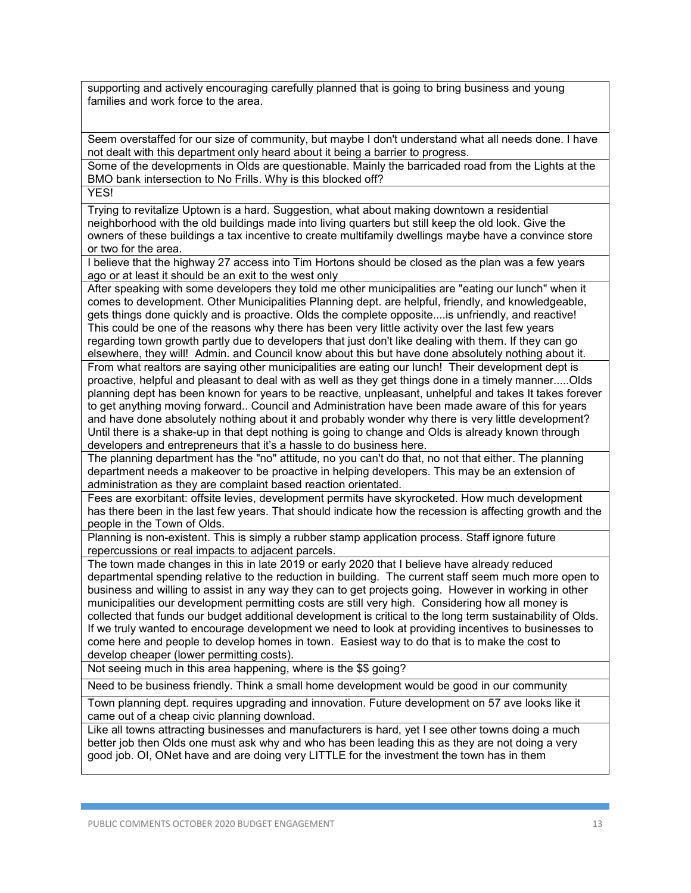| |
|---|
| supporting and actively encouraging carefully planned that is going to bring business and young families and work force to the area. |
| Seem overstaffed for our size of community, but maybe I don't understand what all needs done. I have not dealt with this department only heard about it being a barrier to progress. |
| Some of the developments in Olds are questionable. Mainly the barricaded road from the Lights at the BMO bank intersection to No Frills. Why is this blocked off? |
| YES! |
| Trying to revitalize Uptown is a hard. Suggestion, what about making downtown a residential neighborhood with the old buildings made into living quarters but still keep the old look. Give the owners of these buildings a tax incentive to create multifamily dwellings maybe have a convince store or two for the area. |
| I believe that the highway 27 access into Tim Hortons should be closed as the plan was a few years ago or at least it should be an exit to the west only |
| After speaking with some developers they told me other municipalities are "eating our lunch" when it comes to development. Other Municipalities Planning dept. are helpful, friendly, and knowledgeable, gets things done quickly and is proactive. Olds the complete opposite....is unfriendly, and reactive! This could be one of the reasons why there has been very little activity over the last few years regarding town growth partly due to developers that just don't like dealing with them. If they can go elsewhere, they will! Admin. and Council know about this but have done absolutely nothing about it. |
| From what realtors are saying other municipalities are eating our lunch! Their development dept is proactive, helpful and pleasant to deal with as well as they get things done in a timely manner.....Olds planning dept has been known for years to be reactive, unpleasant, unhelpful and takes It takes forever to get anything moving forward.. Council and Administration have been made aware of this for years and have done absolutely nothing about it and probably wonder why there is very little development? Until there is a shake-up in that dept nothing is going to change and Olds is already known through developers and entrepreneurs that it's a hassle to do business here. |
| The planning department has the "no" attitude, no you can't do that, no not that either. The planning department needs a makeover to be proactive in helping developers. This may be an extension of administration as they are complaint based reaction orientated. |
| Fees are exorbitant: offsite levies, development permits have skyrocketed. How much development has there been in the last few years. That should indicate how the recession is affecting growth and the people in the Town of Olds. |
| Planning is non-existent. This is simply a rubber stamp application process. Staff ignore future repercussions or real impacts to adjacent parcels. |
| The town made changes in this in late 2019 or early 2020 that I believe have already reduced departmental spending relative to the reduction in building. The current staff seem much more open to business and willing to assist in any way they can to get projects going. However in working in other municipalities our development permitting costs are still very high. Considering how all money is collected that funds our budget additional development is critical to the long term sustainability of Olds. If we truly wanted to encourage development we need to look at providing incentives to businesses to come here and people to develop homes in town. Easiest way to do that is to make the cost to develop cheaper (lower permitting costs). |
| Not seeing much in this area happening, where is the $$ going? |
| Need to be business friendly. Think a small home development would be good in our community |
| Town planning dept. requires upgrading and innovation. Future development on 57 ave looks like it came out of a cheap civic planning download. |
| Like all towns attracting businesses and manufacturers is hard, yet I see other towns doing a much better job then Olds one must ask why and who has been leading this as they are not doing a very good job. OI, ONet have and are doing very LITTLE for the investment the town has in them |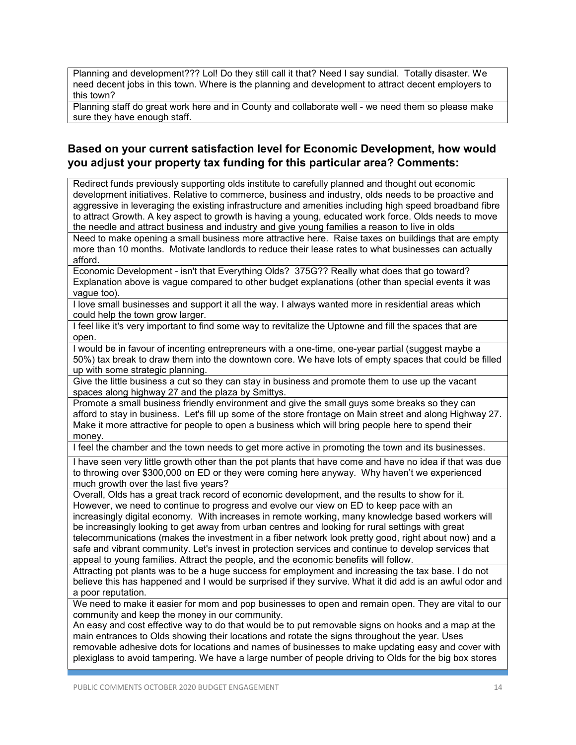| |
|---|
| Planning and development??? Lol! Do they still call it that? Need I say sundial. Totally disaster. We need decent jobs in this town. Where is the planning and development to attract decent employers to this town? |
| Planning staff do great work here and in County and collaborate well - we need them so please make sure they have enough staff. |

## Based on your current satisfaction level for Economic Development, how would you adjust your property tax funding for this particular area? Comments:

| |
|---|
| Redirect funds previously supporting olds institute to carefully planned and thought out economic development initiatives. Relative to commerce, business and industry, olds needs to be proactive and aggressive in leveraging the existing infrastructure and amenities including high speed broadband fibre to attract Growth. A key aspect to growth is having a young, educated work force. Olds needs to move the needle and attract business and industry and give young families a reason to live in olds |
| Need to make opening a small business more attractive here. Raise taxes on buildings that are empty more than 10 months. Motivate landlords to reduce their lease rates to what businesses can actually afford. |
| Economic Development - isn't that Everything Olds? 375G?? Really what does that go toward? Explanation above is vague compared to other budget explanations (other than special events it was vague too). |
| I love small businesses and support it all the way. I always wanted more in residential areas which could help the town grow larger. |
| I feel like it's very important to find some way to revitalize the Uptowne and fill the spaces that are open. |
| I would be in favour of incenting entrepreneurs with a one-time, one-year partial (suggest maybe a 50%) tax break to draw them into the downtown core. We have lots of empty spaces that could be filled up with some strategic planning. |
| Give the little business a cut so they can stay in business and promote them to use up the vacant spaces along highway 27 and the plaza by Smittys. |
| Promote a small business friendly environment and give the small guys some breaks so they can afford to stay in business. Let's fill up some of the store frontage on Main street and along Highway 27. Make it more attractive for people to open a business which will bring people here to spend their money. |
| I feel the chamber and the town needs to get more active in promoting the town and its businesses. |
| I have seen very little growth other than the pot plants that have come and have no idea if that was due to throwing over $300,000 on ED or they were coming here anyway. Why haven't we experienced much growth over the last five years? |
| Overall, Olds has a great track record of economic development, and the results to show for it. However, we need to continue to progress and evolve our view on ED to keep pace with an increasingly digital economy. With increases in remote working, many knowledge based workers will be increasingly looking to get away from urban centres and looking for rural settings with great telecommunications (makes the investment in a fiber network look pretty good, right about now) and a safe and vibrant community. Let's invest in protection services and continue to develop services that appeal to young families. Attract the people, and the economic benefits will follow. |
| Attracting pot plants was to be a huge success for employment and increasing the tax base. I do not believe this has happened and I would be surprised if they survive. What it did add is an awful odor and a poor reputation. |
| We need to make it easier for mom and pop businesses to open and remain open. They are vital to our community and keep the money in our community. An easy and cost effective way to do that would be to put removable signs on hooks and a map at the main entrances to Olds showing their locations and rotate the signs throughout the year. Uses removable adhesive dots for locations and names of businesses to make updating easy and cover with plexiglass to avoid tampering. We have a large number of people driving to Olds for the big box stores |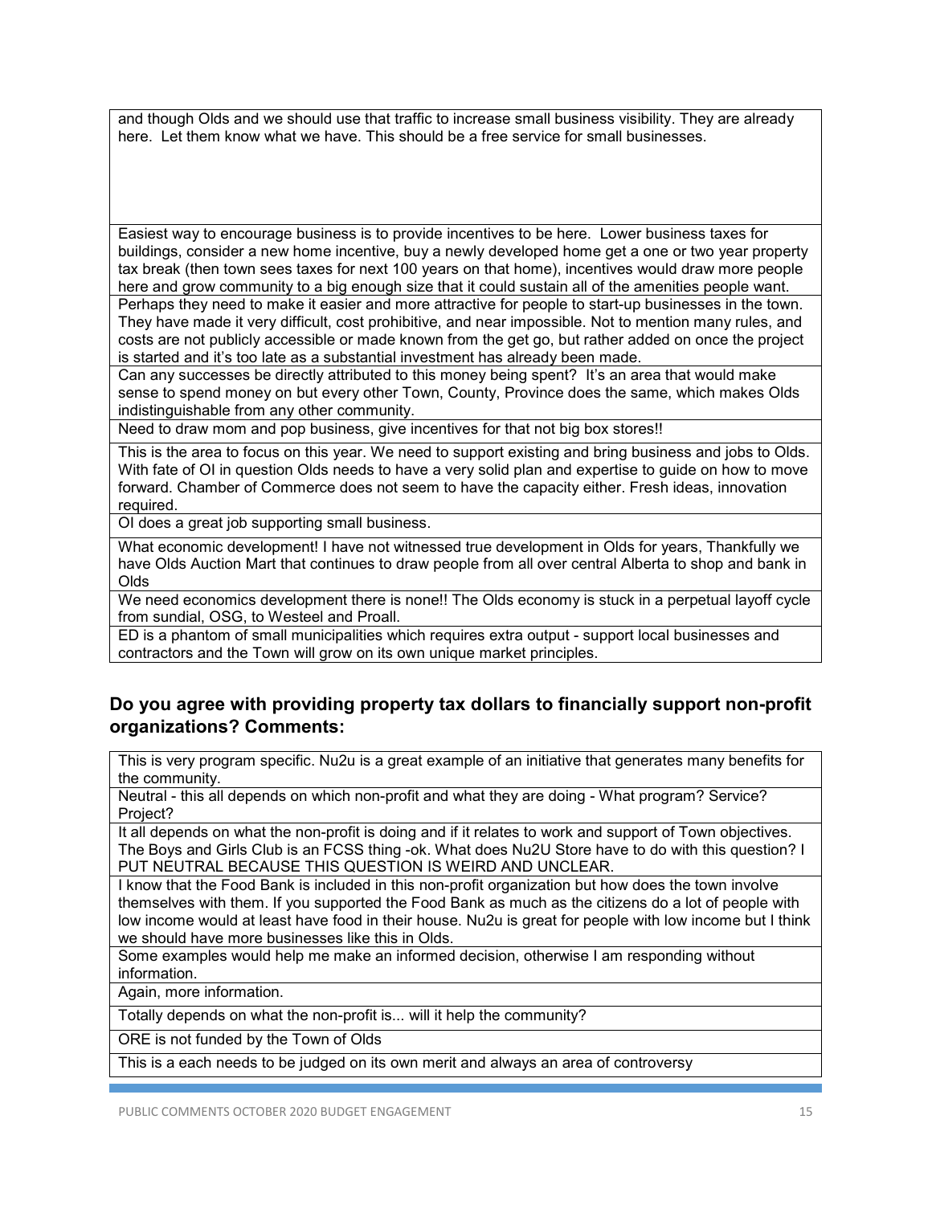| |
|---|
| and though Olds and we should use that traffic to increase small business visibility. They are already here. Let them know what we have. This should be a free service for small businesses. |
| Easiest way to encourage business is to provide incentives to be here. Lower business taxes for buildings, consider a new home incentive, buy a newly developed home get a one or two year property tax break (then town sees taxes for next 100 years on that home), incentives would draw more people here and grow community to a big enough size that it could sustain all of the amenities people want. |
| Perhaps they need to make it easier and more attractive for people to start-up businesses in the town. They have made it very difficult, cost prohibitive, and near impossible. Not to mention many rules, and costs are not publicly accessible or made known from the get go, but rather added on once the project is started and it's too late as a substantial investment has already been made. |
| Can any successes be directly attributed to this money being spent? It's an area that would make sense to spend money on but every other Town, County, Province does the same, which makes Olds indistinguishable from any other community. |
| Need to draw mom and pop business, give incentives for that not big box stores!! |
| This is the area to focus on this year. We need to support existing and bring business and jobs to Olds. With fate of OI in question Olds needs to have a very solid plan and expertise to guide on how to move forward. Chamber of Commerce does not seem to have the capacity either. Fresh ideas, innovation required. |
| OI does a great job supporting small business. |
| What economic development! I have not witnessed true development in Olds for years, Thankfully we have Olds Auction Mart that continues to draw people from all over central Alberta to shop and bank in Olds |
| We need economics development there is none!! The Olds economy is stuck in a perpetual layoff cycle from sundial, OSG, to Westeel and Proall. |
| ED is a phantom of small municipalities which requires extra output - support local businesses and contractors and the Town will grow on its own unique market principles. |

## Do you agree with providing property tax dollars to financially support non-profit organizations? Comments:

| |
|---|
| This is very program specific. Nu2u is a great example of an initiative that generates many benefits for the community. |
| Neutral - this all depends on which non-profit and what they are doing - What program? Service? Project? |
| It all depends on what the non-profit is doing and if it relates to work and support of Town objectives. The Boys and Girls Club is an FCSS thing -ok. What does Nu2U Store have to do with this question? I PUT NEUTRAL BECAUSE THIS QUESTION IS WEIRD AND UNCLEAR. |
| I know that the Food Bank is included in this non-profit organization but how does the town involve themselves with them. If you supported the Food Bank as much as the citizens do a lot of people with low income would at least have food in their house. Nu2u is great for people with low income but I think we should have more businesses like this in Olds. |
| Some examples would help me make an informed decision, otherwise I am responding without information. |
| Again, more information. |
| Totally depends on what the non-profit is... will it help the community? |
| ORE is not funded by the Town of Olds |
| This is a each needs to be judged on its own merit and always an area of controversy |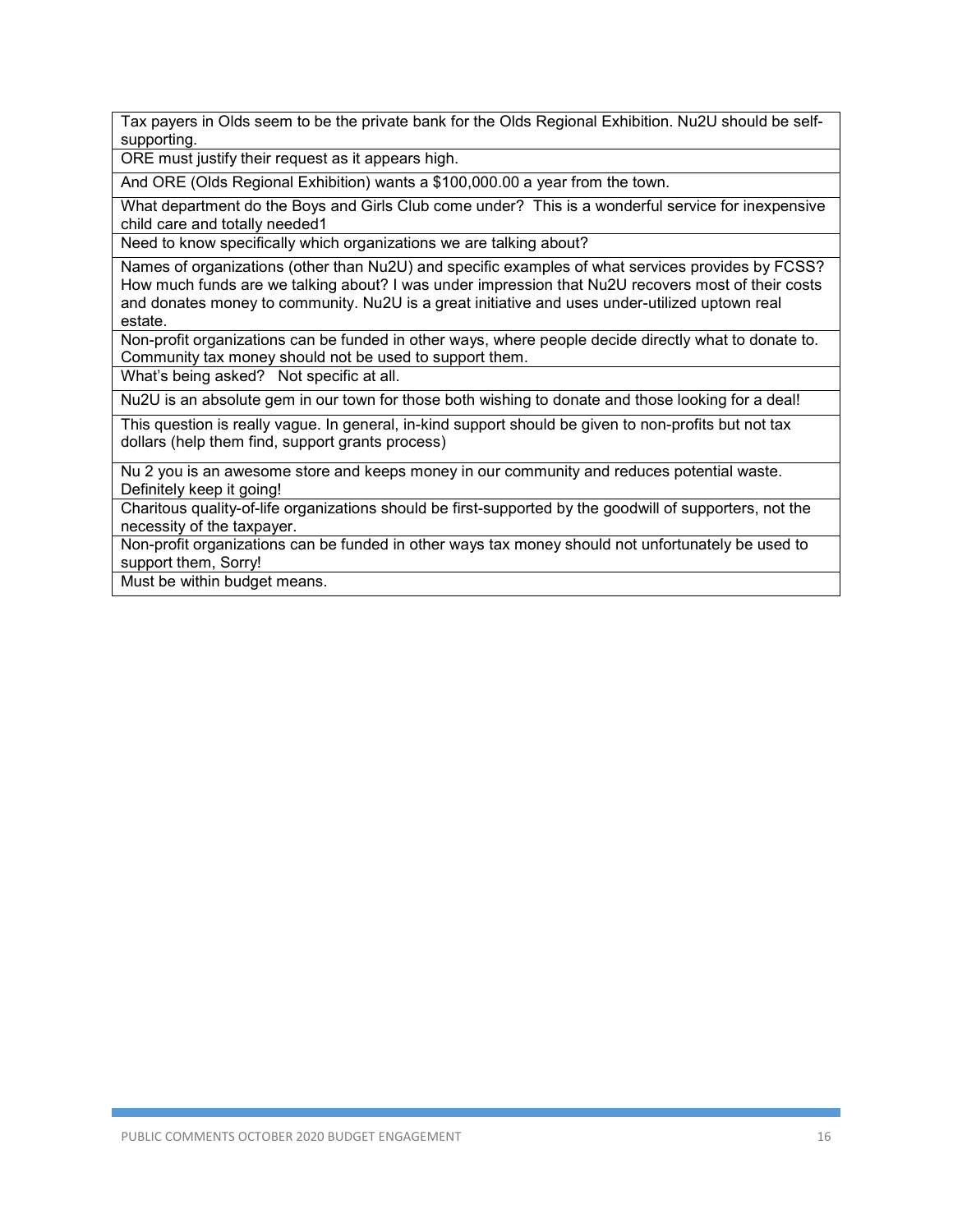| |
|---|
| Tax payers in Olds seem to be the private bank for the Olds Regional Exhibition. Nu2U should be self-supporting. |
| ORE must justify their request as it appears high. |
| And ORE (Olds Regional Exhibition) wants a $100,000.00 a year from the town. |
| What department do the Boys and Girls Club come under? This is a wonderful service for inexpensive child care and totally needed1 |
| Need to know specifically which organizations we are talking about? |
| Names of organizations (other than Nu2U) and specific examples of what services provides by FCSS? How much funds are we talking about? I was under impression that Nu2U recovers most of their costs and donates money to community. Nu2U is a great initiative and uses under-utilized uptown real estate. |
| Non-profit organizations can be funded in other ways, where people decide directly what to donate to. Community tax money should not be used to support them. |
| What's being asked? Not specific at all. |
| Nu2U is an absolute gem in our town for those both wishing to donate and those looking for a deal! |
| This question is really vague. In general, in-kind support should be given to non-profits but not tax dollars (help them find, support grants process) |
| Nu 2 you is an awesome store and keeps money in our community and reduces potential waste. Definitely keep it going! |
| Charitous quality-of-life organizations should be first-supported by the goodwill of supporters, not the necessity of the taxpayer. |
| Non-profit organizations can be funded in other ways tax money should not unfortunately be used to support them, Sorry! |
| Must be within budget means. |